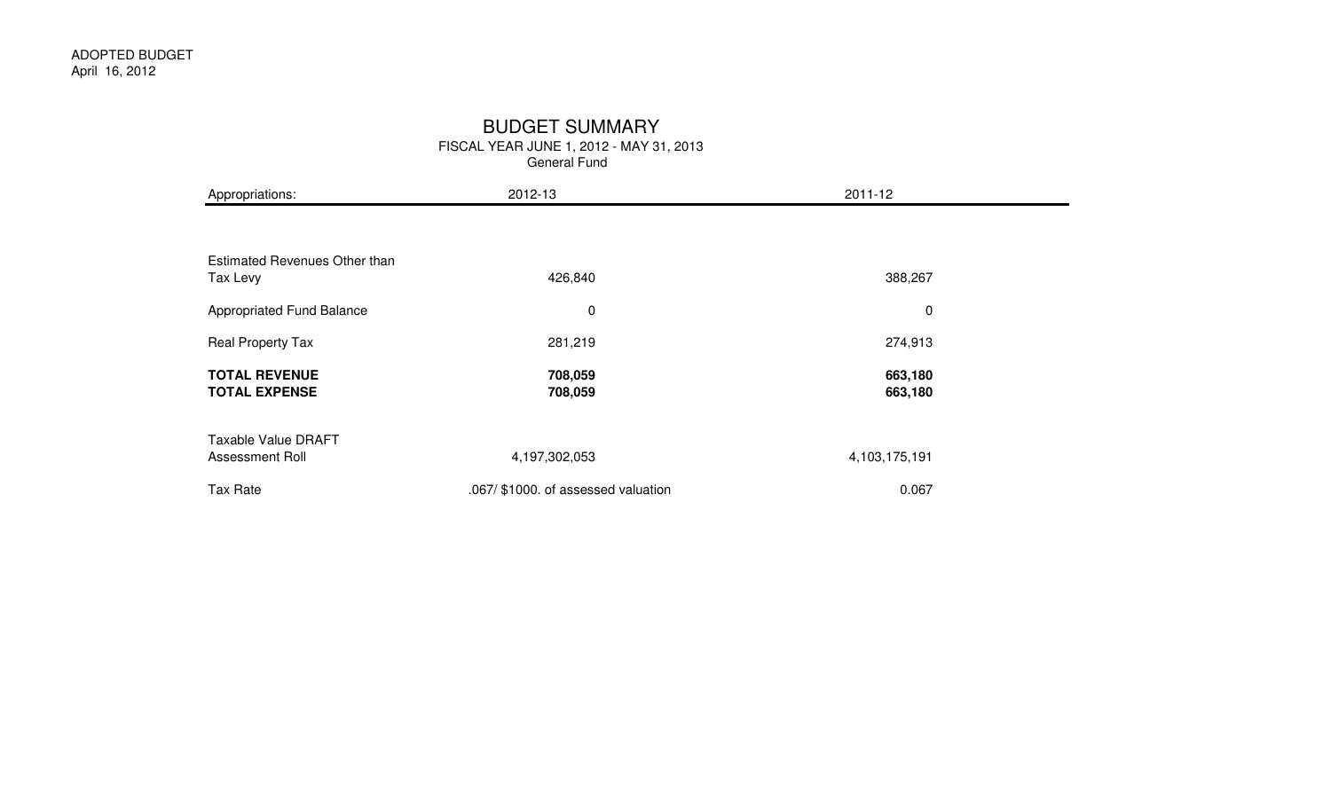ADOPTED BUDGET
April 16, 2012

# BUDGET SUMMARY

FISCAL YEAR JUNE 1, 2012 - MAY 31, 2013

General Fund

| Appropriations: | 2012-13 | 2011-12 |
|---|---|---|
| Estimated Revenues Other than Tax Levy | 426,840 | 388,267 |
| Appropriated Fund Balance | 0 | 0 |
| Real Property Tax | 281,219 | 274,913 |
| **TOTAL REVENUE** | **708,059** | **663,180** |
| **TOTAL EXPENSE** | **708,059** | **663,180** |
| Taxable Value DRAFT Assessment Roll | 4,197,302,053 | 4,103,175,191 |
| Tax Rate | .067/ $1000. of assessed valuation | 0.067 |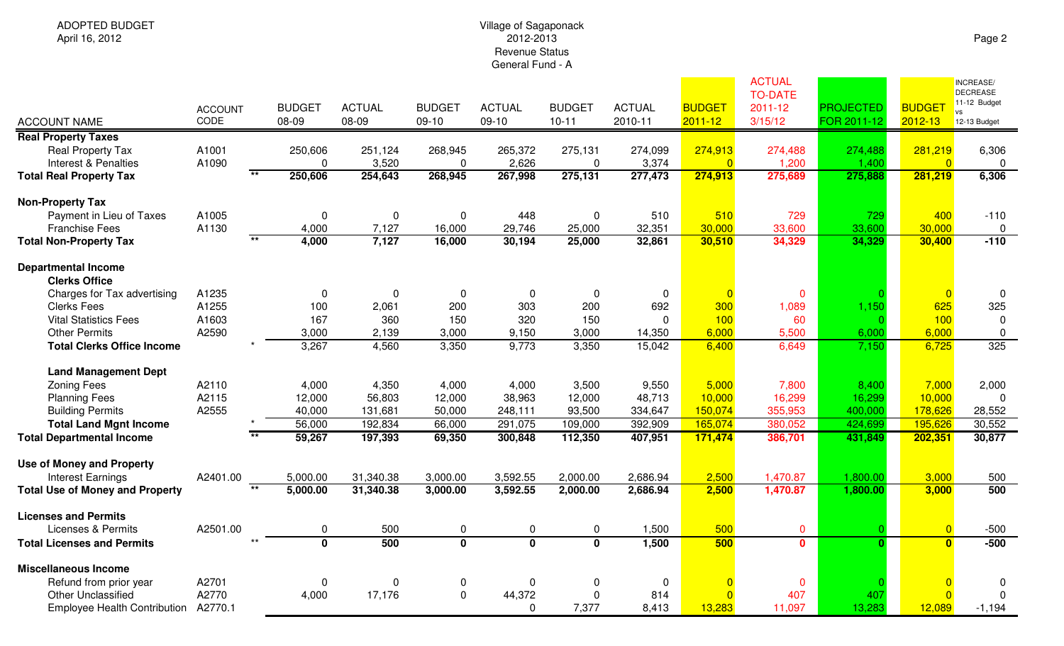ADOPTED BUDGET
April 16, 2012

Village of Sagaponack
2012-2013
Revenue Status
General Fund - A

| ACCOUNT NAME | ACCOUNT CODE | | BUDGET 08-09 | ACTUAL 08-09 | BUDGET 09-10 | ACTUAL 09-10 | BUDGET 10-11 | ACTUAL 2010-11 | BUDGET 2011-12 | ACTUAL TO-DATE 2011-12 3/15/12 | PROJECTED FOR 2011-12 | BUDGET 2012-13 | INCREASE/ DECREASE 11-12 Budget vs 12-13 Budget |
|---|---|---|---|---|---|---|---|---|---|---|---|---|---|
| **Real Property Taxes** | | | | | | | | | | | | | |
| Real Property Tax | A1001 | | 250,606 | 251,124 | 268,945 | 265,372 | 275,131 | 274,099 | 274,913 | 274,488 | 274,488 | 281,219 | 6,306 |
| Interest & Penalties | A1090 | | 0 | 3,520 | 0 | 2,626 | 0 | 3,374 | 0 | 1,200 | 1,400 | 0 | 0 |
| **Total Real Property Tax** | | ** | **250,606** | **254,643** | **268,945** | **267,998** | **275,131** | **277,473** | **274,913** | **275,689** | **275,888** | **281,219** | **6,306** |
| **Non-Property Tax** | | | | | | | | | | | | | |
| Payment in Lieu of Taxes | A1005 | | 0 | 0 | 0 | 448 | 0 | 510 | 510 | 729 | 729 | 400 | -110 |
| Franchise Fees | A1130 | | 4,000 | 7,127 | 16,000 | 29,746 | 25,000 | 32,351 | 30,000 | 33,600 | 33,600 | 30,000 | 0 |
| **Total Non-Property Tax** | | ** | **4,000** | **7,127** | **16,000** | **30,194** | **25,000** | **32,861** | **30,510** | **34,329** | **34,329** | **30,400** | **-110** |
| **Departmental Income** | | | | | | | | | | | | | |
| **Clerks Office** | | | | | | | | | | | | | |
| Charges for Tax advertising | A1235 | | 0 | 0 | 0 | 0 | 0 | 0 | 0 | 0 | 0 | 0 | 0 |
| Clerks Fees | A1255 | | 100 | 2,061 | 200 | 303 | 200 | 692 | 300 | 1,089 | 1,150 | 625 | 325 |
| Vital Statistics Fees | A1603 | | 167 | 360 | 150 | 320 | 150 | 0 | 100 | 60 | 0 | 100 | 0 |
| Other Permits | A2590 | | 3,000 | 2,139 | 3,000 | 9,150 | 3,000 | 14,350 | 6,000 | 5,500 | 6,000 | 6,000 | 0 |
| **Total Clerks Office Income** | | * | 3,267 | 4,560 | 3,350 | 9,773 | 3,350 | 15,042 | 6,400 | 6,649 | 7,150 | 6,725 | 325 |
| **Land Management Dept** | | | | | | | | | | | | | |
| Zoning Fees | A2110 | | 4,000 | 4,350 | 4,000 | 4,000 | 3,500 | 9,550 | 5,000 | 7,800 | 8,400 | 7,000 | 2,000 |
| Planning Fees | A2115 | | 12,000 | 56,803 | 12,000 | 38,963 | 12,000 | 48,713 | 10,000 | 16,299 | 16,299 | 10,000 | 0 |
| Building Permits | A2555 | | 40,000 | 131,681 | 50,000 | 248,111 | 93,500 | 334,647 | 150,074 | 355,953 | 400,000 | 178,626 | 28,552 |
| **Total Land Mgnt Income** | | * | 56,000 | 192,834 | 66,000 | 291,075 | 109,000 | 392,909 | 165,074 | 380,052 | 424,699 | 195,626 | 30,552 |
| **Total Departmental Income** | | ** | **59,267** | **197,393** | **69,350** | **300,848** | **112,350** | **407,951** | **171,474** | **386,701** | **431,849** | **202,351** | **30,877** |
| **Use of Money and Property** | | | | | | | | | | | | | |
| Interest Earnings | A2401.00 | | 5,000.00 | 31,340.38 | 3,000.00 | 3,592.55 | 2,000.00 | 2,686.94 | 2,500 | 1,470.87 | 1,800.00 | 3,000 | 500 |
| **Total Use of Money and Property** | | ** | **5,000.00** | **31,340.38** | **3,000.00** | **3,592.55** | **2,000.00** | **2,686.94** | **2,500** | **1,470.87** | **1,800.00** | **3,000** | **500** |
| **Licenses and Permits** | | | | | | | | | | | | | |
| Licenses & Permits | A2501.00 | | 0 | 500 | 0 | 0 | 0 | 1,500 | 500 | 0 | 0 | 0 | -500 |
| **Total Licenses and Permits** | | ** | **0** | **500** | **0** | **0** | **0** | **1,500** | **500** | **0** | **0** | **0** | **-500** |
| **Miscellaneous Income** | | | | | | | | | | | | | |
| Refund from prior year | A2701 | | 0 | 0 | 0 | 0 | 0 | 0 | 0 | 0 | 0 | 0 | 0 |
| Other Unclassified | A2770 | | 4,000 | 17,176 | 0 | 44,372 | 0 | 814 | 0 | 407 | 407 | 0 | 0 |
| Employee Health Contribution | A2770.1 | | | | | 0 | 7,377 | 8,413 | 13,283 | 11,097 | 13,283 | 12,089 | -1,194 |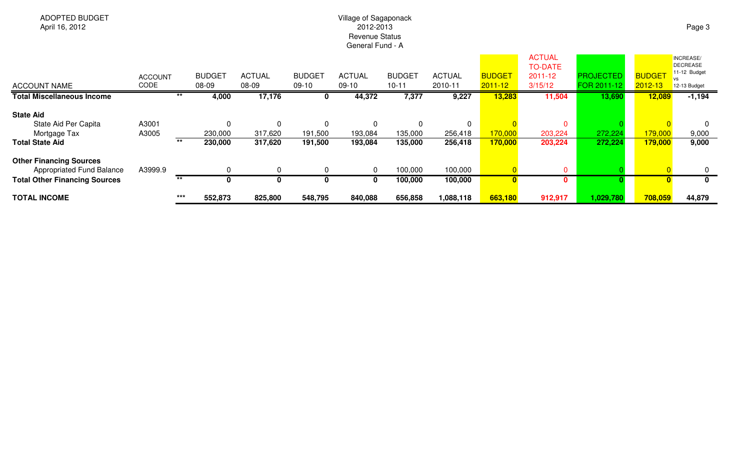ADOPTED BUDGET
April 16, 2012

Village of Sagaponack
2012-2013
Revenue Status
General Fund - A

| ACCOUNT NAME | ACCOUNT CODE | | BUDGET 08-09 | ACTUAL 08-09 | BUDGET 09-10 | ACTUAL 09-10 | BUDGET 10-11 | ACTUAL 2010-11 | BUDGET 2011-12 | ACTUAL TO-DATE 2011-12 3/15/12 | PROJECTED FOR 2011-12 | BUDGET 2012-13 | INCREASE/ DECREASE 11-12 Budget vs 12-13 Budget |
|---|---|---|---|---|---|---|---|---|---|---|---|---|---|
| **Total Miscellaneous Income** | | ** | **4,000** | **17,176** | **0** | **44,372** | **7,377** | **9,227** | **13,283** | **11,504** | **13,690** | **12,089** | **-1,194** |
| **State Aid** | | | | | | | | | | | | | |
| State Aid Per Capita | A3001 | | 0 | 0 | 0 | 0 | 0 | 0 | 0 | 0 | 0 | 0 | 0 |
| Mortgage Tax | A3005 | | 230,000 | 317,620 | 191,500 | 193,084 | 135,000 | 256,418 | 170,000 | 203,224 | 272,224 | 179,000 | 9,000 |
| **Total State Aid** | | ** | **230,000** | **317,620** | **191,500** | **193,084** | **135,000** | **256,418** | **170,000** | **203,224** | **272,224** | **179,000** | **9,000** |
| **Other Financing Sources** | | | | | | | | | | | | | |
| Appropriated Fund Balance | A3999.9 | | 0 | 0 | 0 | 0 | 100,000 | 100,000 | 0 | 0 | 0 | 0 | 0 |
| **Total Other Financing Sources** | | ** | **0** | **0** | **0** | **0** | **100,000** | **100,000** | **0** | **0** | **0** | **0** | **0** |
| **TOTAL INCOME** | | *** | **552,873** | **825,800** | **548,795** | **840,088** | **656,858** | **1,088,118** | **663,180** | **912,917** | **1,029,780** | **708,059** | **44,879** |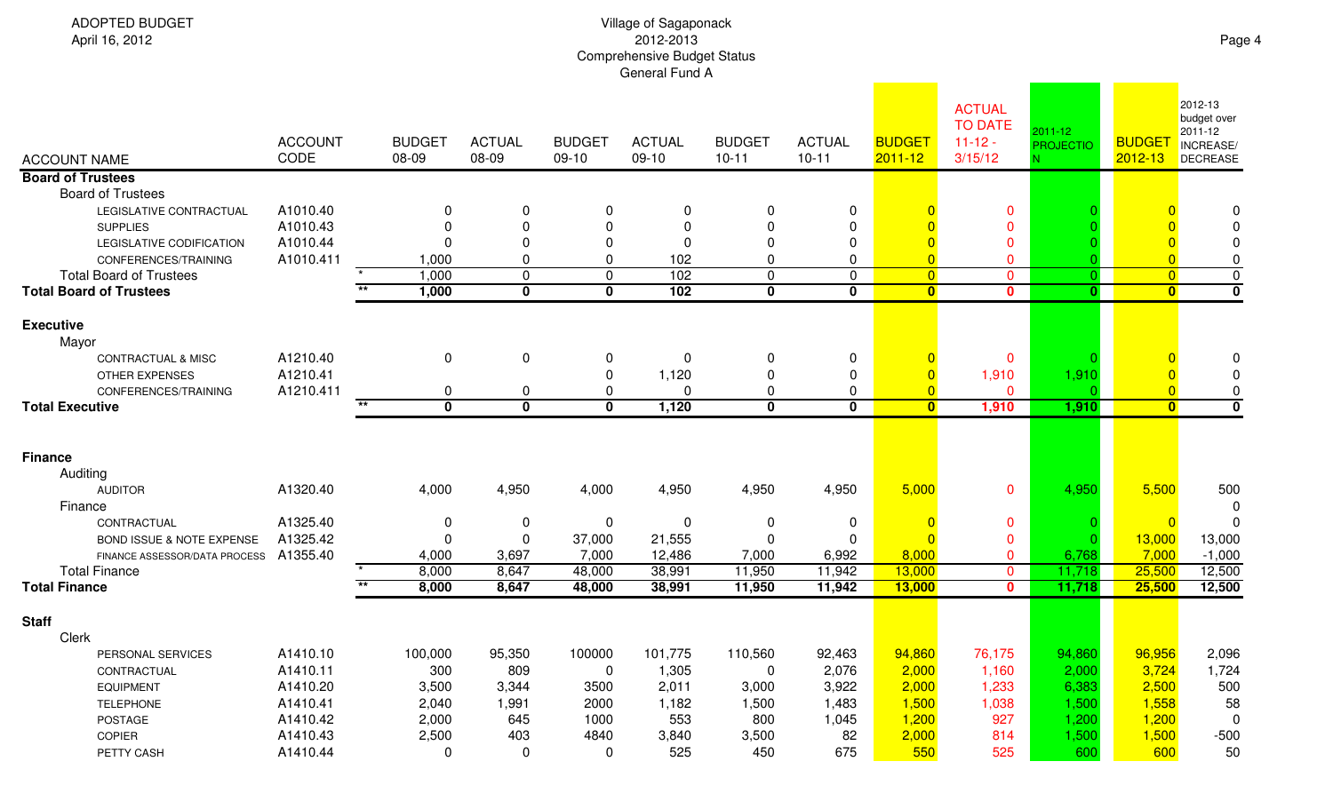ADOPTED BUDGET
April 16, 2012

Village of Sagaponack
2012-2013
Comprehensive Budget Status
General Fund A

| ACCOUNT NAME | ACCOUNT CODE | | BUDGET 08-09 | ACTUAL 08-09 | BUDGET 09-10 | ACTUAL 09-10 | BUDGET 10-11 | ACTUAL 10-11 | BUDGET 2011-12 | ACTUAL TO DATE 11-12 - 3/15/12 | 2011-12 PROJECTION | BUDGET 2012-13 | 2012-13 budget over 2011-12 INCREASE/ DECREASE |
|---|---|---|---|---|---|---|---|---|---|---|---|---|---|
| **Board of Trustees** | | | | | | | | | | | | | |
| Board of Trustees | | | | | | | | | | | | | |
| LEGISLATIVE CONTRACTUAL | A1010.40 | | 0 | 0 | 0 | 0 | 0 | 0 | 0 | 0 | 0 | 0 | 0 |
| SUPPLIES | A1010.43 | | 0 | 0 | 0 | 0 | 0 | 0 | 0 | 0 | 0 | 0 | 0 |
| LEGISLATIVE CODIFICATION | A1010.44 | | 0 | 0 | 0 | 0 | 0 | 0 | 0 | 0 | 0 | 0 | 0 |
| CONFERENCES/TRAINING | A1010.411 | | 1,000 | 0 | 0 | 102 | 0 | 0 | 0 | 0 | 0 | 0 | 0 |
| Total Board of Trustees | | * | 1,000 | 0 | 0 | 102 | 0 | 0 | 0 | 0 | 0 | 0 | 0 |
| **Total Board of Trustees** | | ** | **1,000** | **0** | **0** | **102** | **0** | **0** | **0** | **0** | **0** | **0** | **0** |
| **Executive** | | | | | | | | | | | | | |
| Mayor | | | | | | | | | | | | | |
| CONTRACTUAL & MISC | A1210.40 | | 0 | 0 | 0 | 0 | 0 | 0 | 0 | 0 | 0 | 0 | 0 |
| OTHER EXPENSES | A1210.41 | | | | 0 | 1,120 | 0 | 0 | 0 | 1,910 | 1,910 | 0 | 0 |
| CONFERENCES/TRAINING | A1210.411 | | 0 | 0 | 0 | 0 | 0 | 0 | 0 | 0 | 0 | 0 | 0 |
| **Total Executive** | | ** | **0** | **0** | **0** | **1,120** | **0** | **0** | **0** | **1,910** | **1,910** | **0** | **0** |
| **Finance** | | | | | | | | | | | | | |
| Auditing | | | | | | | | | | | | | |
| AUDITOR | A1320.40 | | 4,000 | 4,950 | 4,000 | 4,950 | 4,950 | 4,950 | 5,000 | 0 | 4,950 | 5,500 | 500 |
| Finance | | | | | | | | | | | | | 0 |
| CONTRACTUAL | A1325.40 | | 0 | 0 | 0 | 0 | 0 | 0 | 0 | 0 | 0 | 0 | 0 |
| BOND ISSUE & NOTE EXPENSE | A1325.42 | | 0 | 0 | 37,000 | 21,555 | 0 | 0 | 0 | 0 | 0 | 13,000 | 13,000 |
| FINANCE ASSESSOR/DATA PROCESS | A1355.40 | | 4,000 | 3,697 | 7,000 | 12,486 | 7,000 | 6,992 | 8,000 | 0 | 6,768 | 7,000 | -1,000 |
| Total Finance | | * | 8,000 | 8,647 | 48,000 | 38,991 | 11,950 | 11,942 | 13,000 | 0 | 11,718 | 25,500 | 12,500 |
| **Total Finance** | | ** | **8,000** | **8,647** | **48,000** | **38,991** | **11,950** | **11,942** | **13,000** | **0** | **11,718** | **25,500** | **12,500** |
| **Staff** | | | | | | | | | | | | | |
| Clerk | | | | | | | | | | | | | |
| PERSONAL SERVICES | A1410.10 | | 100,000 | 95,350 | 100000 | 101,775 | 110,560 | 92,463 | 94,860 | 76,175 | 94,860 | 96,956 | 2,096 |
| CONTRACTUAL | A1410.11 | | 300 | 809 | 0 | 1,305 | 0 | 2,076 | 2,000 | 1,160 | 2,000 | 3,724 | 1,724 |
| EQUIPMENT | A1410.20 | | 3,500 | 3,344 | 3500 | 2,011 | 3,000 | 3,922 | 2,000 | 1,233 | 6,383 | 2,500 | 500 |
| TELEPHONE | A1410.41 | | 2,040 | 1,991 | 2000 | 1,182 | 1,500 | 1,483 | 1,500 | 1,038 | 1,500 | 1,558 | 58 |
| POSTAGE | A1410.42 | | 2,000 | 645 | 1000 | 553 | 800 | 1,045 | 1,200 | 927 | 1,200 | 1,200 | 0 |
| COPIER | A1410.43 | | 2,500 | 403 | 4840 | 3,840 | 3,500 | 82 | 2,000 | 814 | 1,500 | 1,500 | -500 |
| PETTY CASH | A1410.44 | | 0 | 0 | 0 | 525 | 450 | 675 | 550 | 525 | 600 | 600 | 50 |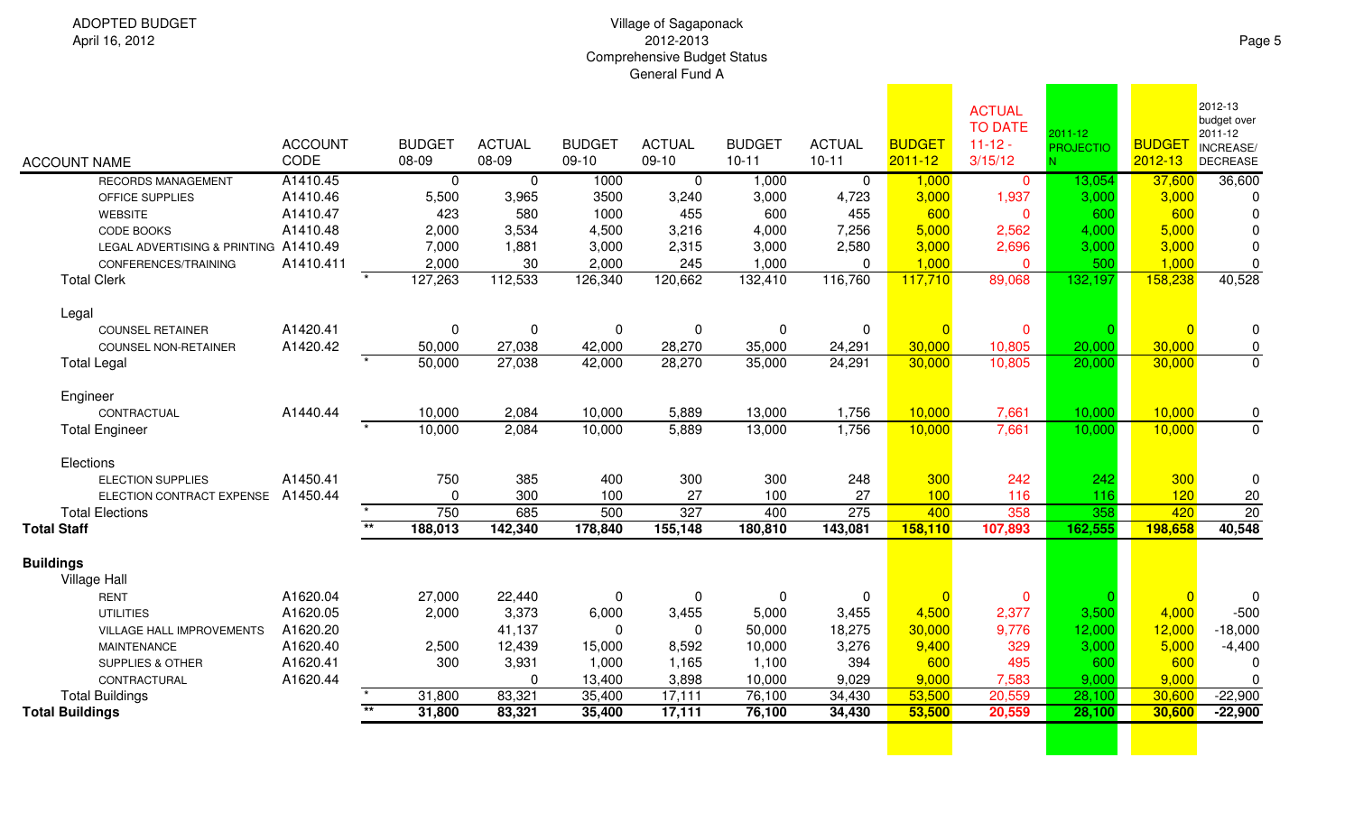ADOPTED BUDGET
April 16, 2012

Village of Sagaponack
2012-2013
Comprehensive Budget Status
General Fund A

| ACCOUNT NAME | ACCOUNT CODE | | BUDGET 08-09 | ACTUAL 08-09 | BUDGET 09-10 | ACTUAL 09-10 | BUDGET 10-11 | ACTUAL 10-11 | BUDGET 2011-12 | ACTUAL TO DATE 11-12 - 3/15/12 | 2011-12 PROJECTION | BUDGET 2012-13 | 2012-13 budget over 2011-12 INCREASE/ DECREASE |
|---|---|---|---|---|---|---|---|---|---|---|---|---|---|
| RECORDS MANAGEMENT | A1410.45 | | 0 | 0 | 1000 | 0 | 1,000 | 0 | 1,000 | 0 | 13,054 | 37,600 | 36,600 |
| OFFICE SUPPLIES | A1410.46 | | 5,500 | 3,965 | 3500 | 3,240 | 3,000 | 4,723 | 3,000 | 1,937 | 3,000 | 3,000 | 0 |
| WEBSITE | A1410.47 | | 423 | 580 | 1000 | 455 | 600 | 455 | 600 | 0 | 600 | 600 | 0 |
| CODE BOOKS | A1410.48 | | 2,000 | 3,534 | 4,500 | 3,216 | 4,000 | 7,256 | 5,000 | 2,562 | 4,000 | 5,000 | 0 |
| LEGAL ADVERTISING & PRINTING | A1410.49 | | 7,000 | 1,881 | 3,000 | 2,315 | 3,000 | 2,580 | 3,000 | 2,696 | 3,000 | 3,000 | 0 |
| CONFERENCES/TRAINING | A1410.411 | | 2,000 | 30 | 2,000 | 245 | 1,000 | 0 | 1,000 | 0 | 500 | 1,000 | 0 |
| Total Clerk | | * | 127,263 | 112,533 | 126,340 | 120,662 | 132,410 | 116,760 | 117,710 | 89,068 | 132,197 | 158,238 | 40,528 |
| Legal | | | | | | | | | | | | | |
| COUNSEL RETAINER | A1420.41 | | 0 | 0 | 0 | 0 | 0 | 0 | 0 | 0 | 0 | 0 | 0 |
| COUNSEL NON-RETAINER | A1420.42 | | 50,000 | 27,038 | 42,000 | 28,270 | 35,000 | 24,291 | 30,000 | 10,805 | 20,000 | 30,000 | 0 |
| Total Legal | | * | 50,000 | 27,038 | 42,000 | 28,270 | 35,000 | 24,291 | 30,000 | 10,805 | 20,000 | 30,000 | 0 |
| Engineer | | | | | | | | | | | | | |
| CONTRACTUAL | A1440.44 | | 10,000 | 2,084 | 10,000 | 5,889 | 13,000 | 1,756 | 10,000 | 7,661 | 10,000 | 10,000 | 0 |
| Total Engineer | | * | 10,000 | 2,084 | 10,000 | 5,889 | 13,000 | 1,756 | 10,000 | 7,661 | 10,000 | 10,000 | 0 |
| Elections | | | | | | | | | | | | | |
| ELECTION SUPPLIES | A1450.41 | | 750 | 385 | 400 | 300 | 300 | 248 | 300 | 242 | 242 | 300 | 0 |
| ELECTION CONTRACT EXPENSE | A1450.44 | | 0 | 300 | 100 | 27 | 100 | 27 | 100 | 116 | 116 | 120 | 20 |
| Total Elections | | * | 750 | 685 | 500 | 327 | 400 | 275 | 400 | 358 | 358 | 420 | 20 |
| **Total Staff** | | ** | **188,013** | **142,340** | **178,840** | **155,148** | **180,810** | **143,081** | **158,110** | **107,893** | **162,555** | **198,658** | **40,548** |
| **Buildings** | | | | | | | | | | | | | |
| Village Hall | | | | | | | | | | | | | |
| RENT | A1620.04 | | 27,000 | 22,440 | 0 | 0 | 0 | 0 | 0 | 0 | 0 | 0 | 0 |
| UTILITIES | A1620.05 | | 2,000 | 3,373 | 6,000 | 3,455 | 5,000 | 3,455 | 4,500 | 2,377 | 3,500 | 4,000 | -500 |
| VILLAGE HALL IMPROVEMENTS | A1620.20 | | | 41,137 | 0 | 0 | 50,000 | 18,275 | 30,000 | 9,776 | 12,000 | 12,000 | -18,000 |
| MAINTENANCE | A1620.40 | | 2,500 | 12,439 | 15,000 | 8,592 | 10,000 | 3,276 | 9,400 | 329 | 3,000 | 5,000 | -4,400 |
| SUPPLIES & OTHER | A1620.41 | | 300 | 3,931 | 1,000 | 1,165 | 1,100 | 394 | 600 | 495 | 600 | 600 | 0 |
| CONTRACTURAL | A1620.44 | | | 0 | 13,400 | 3,898 | 10,000 | 9,029 | 9,000 | 7,583 | 9,000 | 9,000 | 0 |
| Total Buildings | | * | 31,800 | 83,321 | 35,400 | 17,111 | 76,100 | 34,430 | 53,500 | 20,559 | 28,100 | 30,600 | -22,900 |
| **Total Buildings** | | ** | **31,800** | **83,321** | **35,400** | **17,111** | **76,100** | **34,430** | **53,500** | **20,559** | **28,100** | **30,600** | **-22,900** |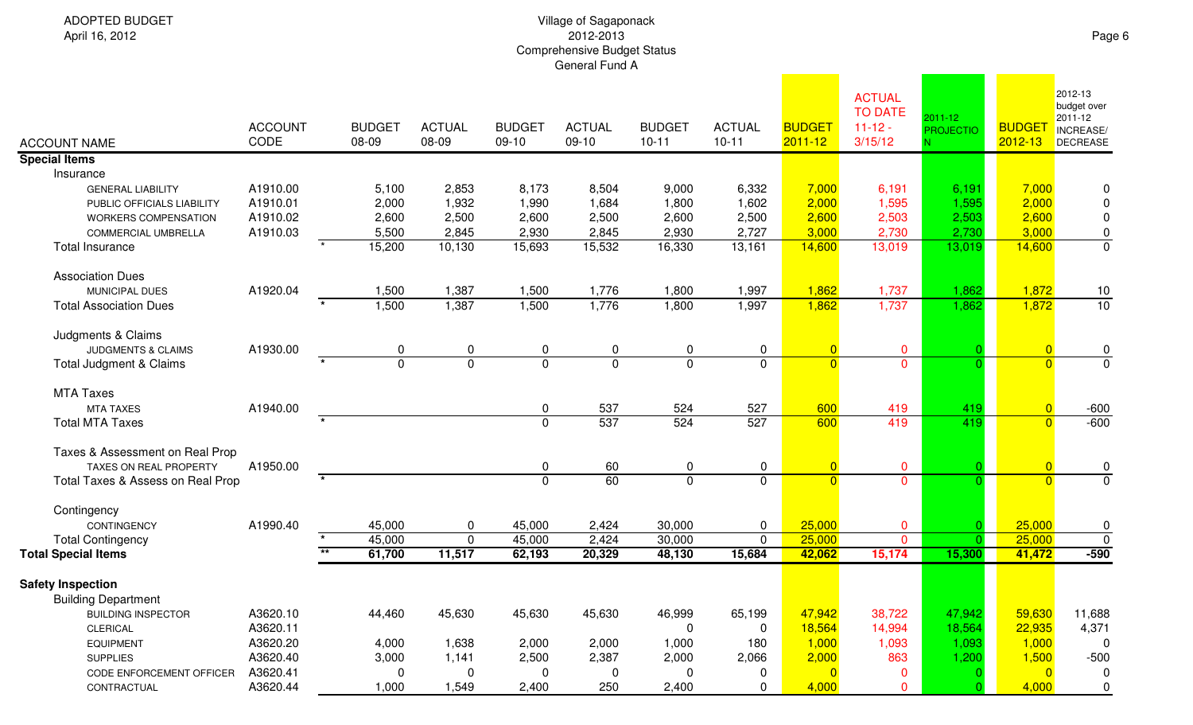ADOPTED BUDGET
April 16, 2012

Village of Sagaponack
2012-2013
Comprehensive Budget Status
General Fund A

| ACCOUNT NAME | ACCOUNT CODE | | BUDGET 08-09 | ACTUAL 08-09 | BUDGET 09-10 | ACTUAL 09-10 | BUDGET 10-11 | ACTUAL 10-11 | BUDGET 2011-12 | ACTUAL TO DATE 11-12 - 3/15/12 | 2011-12 PROJECTION | BUDGET 2012-13 | 2012-13 budget over 2011-12 INCREASE/ DECREASE |
|---|---|---|---|---|---|---|---|---|---|---|---|---|---|
| **Special Items** | | | | | | | | | | | | | |
| Insurance | | | | | | | | | | | | | |
| GENERAL LIABILITY | A1910.00 | | 5,100 | 2,853 | 8,173 | 8,504 | 9,000 | 6,332 | 7,000 | 6,191 | 6,191 | 7,000 | 0 |
| PUBLIC OFFICIALS LIABILITY | A1910.01 | | 2,000 | 1,932 | 1,990 | 1,684 | 1,800 | 1,602 | 2,000 | 1,595 | 1,595 | 2,000 | 0 |
| WORKERS COMPENSATION | A1910.02 | | 2,600 | 2,500 | 2,600 | 2,500 | 2,600 | 2,500 | 2,600 | 2,503 | 2,503 | 2,600 | 0 |
| COMMERCIAL UMBRELLA | A1910.03 | | 5,500 | 2,845 | 2,930 | 2,845 | 2,930 | 2,727 | 3,000 | 2,730 | 2,730 | 3,000 | 0 |
| Total Insurance | | * | 15,200 | 10,130 | 15,693 | 15,532 | 16,330 | 13,161 | 14,600 | 13,019 | 13,019 | 14,600 | 0 |
| Association Dues | | | | | | | | | | | | | |
| MUNICIPAL DUES | A1920.04 | | 1,500 | 1,387 | 1,500 | 1,776 | 1,800 | 1,997 | 1,862 | 1,737 | 1,862 | 1,872 | 10 |
| Total Association Dues | | * | 1,500 | 1,387 | 1,500 | 1,776 | 1,800 | 1,997 | 1,862 | 1,737 | 1,862 | 1,872 | 10 |
| Judgments & Claims | | | | | | | | | | | | | |
| JUDGMENTS & CLAIMS | A1930.00 | | 0 | 0 | 0 | 0 | 0 | 0 | 0 | 0 | 0 | 0 | 0 |
| Total Judgment & Claims | | * | 0 | 0 | 0 | 0 | 0 | 0 | 0 | 0 | 0 | 0 | 0 |
| MTA Taxes | | | | | | | | | | | | | |
| MTA TAXES | A1940.00 | | | | 0 | 537 | 524 | 527 | 600 | 419 | 419 | 0 | -600 |
| Total MTA Taxes | | * | | | 0 | 537 | 524 | 527 | 600 | 419 | 419 | 0 | -600 |
| Taxes & Assessment on Real Prop | | | | | | | | | | | | | |
| TAXES ON REAL PROPERTY | A1950.00 | | | | 0 | 60 | 0 | 0 | 0 | 0 | 0 | 0 | 0 |
| Total Taxes & Assess on Real Prop | | * | | | 0 | 60 | 0 | 0 | 0 | 0 | 0 | 0 | 0 |
| Contingency | | | | | | | | | | | | | |
| CONTINGENCY | A1990.40 | | 45,000 | 0 | 45,000 | 2,424 | 30,000 | 0 | 25,000 | 0 | 0 | 25,000 | 0 |
| Total Contingency | | * | 45,000 | 0 | 45,000 | 2,424 | 30,000 | 0 | 25,000 | 0 | 0 | 25,000 | 0 |
| **Total Special Items** | | ** | **61,700** | **11,517** | **62,193** | **20,329** | **48,130** | **15,684** | **42,062** | **15,174** | **15,300** | **41,472** | **-590** |
| **Safety Inspection** | | | | | | | | | | | | | |
| Building Department | | | | | | | | | | | | | |
| BUILDING INSPECTOR | A3620.10 | | 44,460 | 45,630 | 45,630 | 45,630 | 46,999 | 65,199 | 47,942 | 38,722 | 47,942 | 59,630 | 11,688 |
| CLERICAL | A3620.11 | | | | | | 0 | 0 | 18,564 | 14,994 | 18,564 | 22,935 | 4,371 |
| EQUIPMENT | A3620.20 | | 4,000 | 1,638 | 2,000 | 2,000 | 1,000 | 180 | 1,000 | 1,093 | 1,093 | 1,000 | 0 |
| SUPPLIES | A3620.40 | | 3,000 | 1,141 | 2,500 | 2,387 | 2,000 | 2,066 | 2,000 | 863 | 1,200 | 1,500 | -500 |
| CODE ENFORCEMENT OFFICER | A3620.41 | | 0 | 0 | 0 | 0 | 0 | 0 | 0 | 0 | 0 | 0 | 0 |
| CONTRACTUAL | A3620.44 | | 1,000 | 1,549 | 2,400 | 250 | 2,400 | 0 | 4,000 | 0 | 0 | 4,000 | 0 |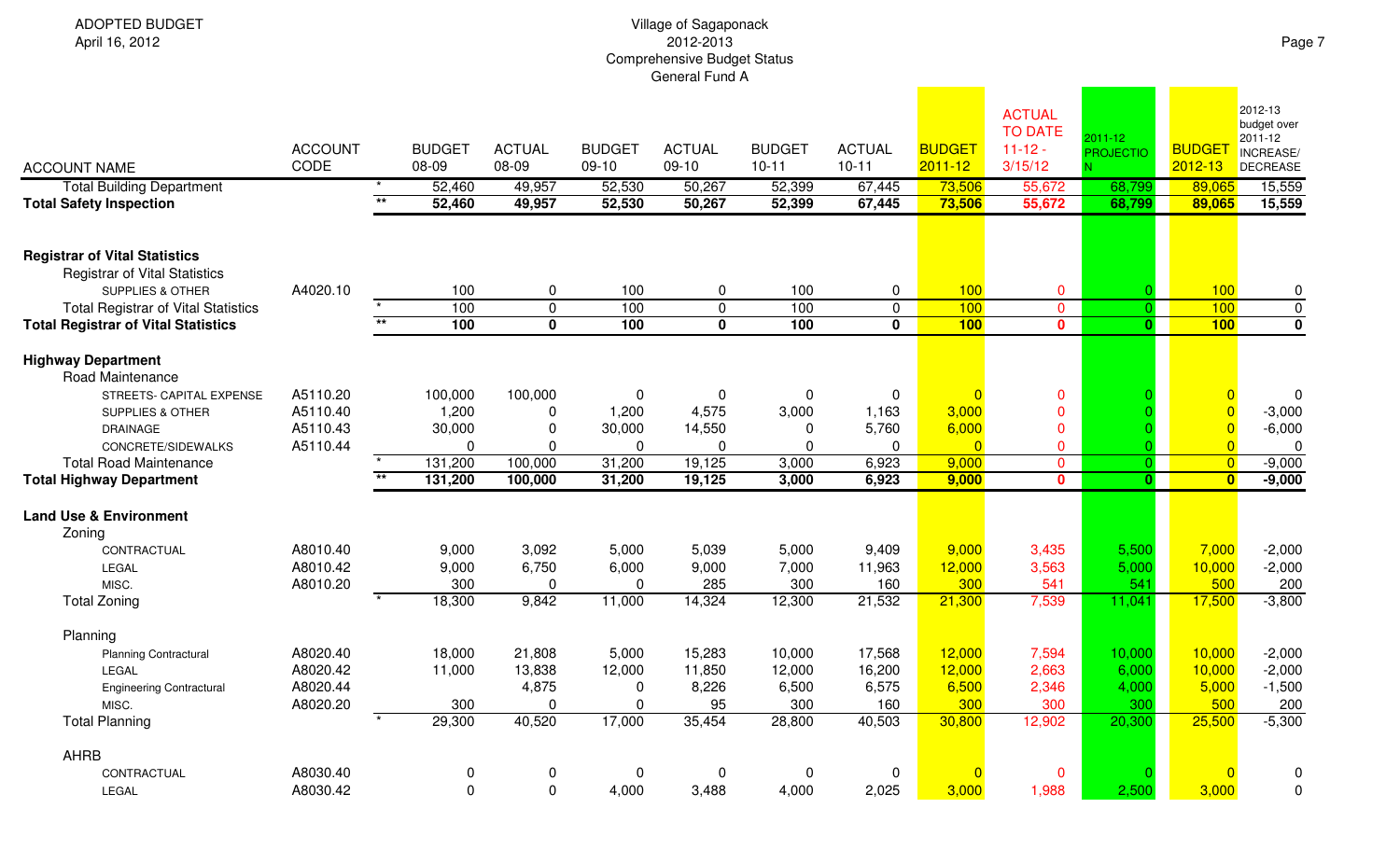ADOPTED BUDGET
April 16, 2012

Village of Sagaponack
2012-2013
Comprehensive Budget Status
General Fund A

| ACCOUNT NAME | ACCOUNT CODE | | BUDGET 08-09 | ACTUAL 08-09 | BUDGET 09-10 | ACTUAL 09-10 | BUDGET 10-11 | ACTUAL 10-11 | BUDGET 2011-12 | ACTUAL TO DATE 11-12 - 3/15/12 | 2011-12 PROJECTION | BUDGET 2012-13 | 2012-13 budget over 2011-12 INCREASE/ DECREASE |
|---|---|---|---|---|---|---|---|---|---|---|---|---|---|
| Total Building Department | | * | 52,460 | 49,957 | 52,530 | 50,267 | 52,399 | 67,445 | 73,506 | 55,672 | 68,799 | 89,065 | 15,559 |
| **Total Safety Inspection** | | ** | **52,460** | **49,957** | **52,530** | **50,267** | **52,399** | **67,445** | **73,506** | **55,672** | **68,799** | **89,065** | **15,559** |
| | | | | | | | | | | | | | |
| **Registrar of Vital Statistics** | | | | | | | | | | | | | |
| Registrar of Vital Statistics | | | | | | | | | | | | | |
| SUPPLIES & OTHER | A4020.10 | | 100 | 0 | 100 | 0 | 100 | 0 | 100 | 0 | 0 | 100 | 0 |
| Total Registrar of Vital Statistics | | * | 100 | 0 | 100 | 0 | 100 | 0 | 100 | 0 | 0 | 100 | 0 |
| **Total Registrar of Vital Statistics** | | ** | **100** | **0** | **100** | **0** | **100** | **0** | **100** | **0** | **0** | **100** | **0** |
| | | | | | | | | | | | | | |
| **Highway Department** | | | | | | | | | | | | | |
| Road Maintenance | | | | | | | | | | | | | |
| STREETS- CAPITAL EXPENSE | A5110.20 | | 100,000 | 100,000 | 0 | 0 | 0 | 0 | 0 | 0 | 0 | 0 | 0 |
| SUPPLIES & OTHER | A5110.40 | | 1,200 | 0 | 1,200 | 4,575 | 3,000 | 1,163 | 3,000 | 0 | 0 | 0 | -3,000 |
| DRAINAGE | A5110.43 | | 30,000 | 0 | 30,000 | 14,550 | 0 | 5,760 | 6,000 | 0 | 0 | 0 | -6,000 |
| CONCRETE/SIDEWALKS | A5110.44 | | 0 | 0 | 0 | 0 | 0 | 0 | 0 | 0 | 0 | 0 | 0 |
| Total Road Maintenance | | * | 131,200 | 100,000 | 31,200 | 19,125 | 3,000 | 6,923 | 9,000 | 0 | 0 | 0 | -9,000 |
| **Total Highway Department** | | ** | **131,200** | **100,000** | **31,200** | **19,125** | **3,000** | **6,923** | **9,000** | **0** | **0** | **0** | **-9,000** |
| | | | | | | | | | | | | | |
| **Land Use & Environment** | | | | | | | | | | | | | |
| Zoning | | | | | | | | | | | | | |
| CONTRACTUAL | A8010.40 | | 9,000 | 3,092 | 5,000 | 5,039 | 5,000 | 9,409 | 9,000 | 3,435 | 5,500 | 7,000 | -2,000 |
| LEGAL | A8010.42 | | 9,000 | 6,750 | 6,000 | 9,000 | 7,000 | 11,963 | 12,000 | 3,563 | 5,000 | 10,000 | -2,000 |
| MISC. | A8010.20 | | 300 | 0 | 0 | 285 | 300 | 160 | 300 | 541 | 541 | 500 | 200 |
| Total Zoning | | * | 18,300 | 9,842 | 11,000 | 14,324 | 12,300 | 21,532 | 21,300 | 7,539 | 11,041 | 17,500 | -3,800 |
| | | | | | | | | | | | | | |
| Planning | | | | | | | | | | | | | |
| Planning Contractural | A8020.40 | | 18,000 | 21,808 | 5,000 | 15,283 | 10,000 | 17,568 | 12,000 | 7,594 | 10,000 | 10,000 | -2,000 |
| LEGAL | A8020.42 | | 11,000 | 13,838 | 12,000 | 11,850 | 12,000 | 16,200 | 12,000 | 2,663 | 6,000 | 10,000 | -2,000 |
| Engineering Contractural | A8020.44 | | | 4,875 | 0 | 8,226 | 6,500 | 6,575 | 6,500 | 2,346 | 4,000 | 5,000 | -1,500 |
| MISC. | A8020.20 | | 300 | 0 | 0 | 95 | 300 | 160 | 300 | 300 | 300 | 500 | 200 |
| Total Planning | | * | 29,300 | 40,520 | 17,000 | 35,454 | 28,800 | 40,503 | 30,800 | 12,902 | 20,300 | 25,500 | -5,300 |
| | | | | | | | | | | | | | |
| AHRB | | | | | | | | | | | | | |
| CONTRACTUAL | A8030.40 | | 0 | 0 | 0 | 0 | 0 | 0 | 0 | 0 | 0 | 0 | 0 |
| LEGAL | A8030.42 | | 0 | 0 | 4,000 | 3,488 | 4,000 | 2,025 | 3,000 | 1,988 | 2,500 | 3,000 | 0 |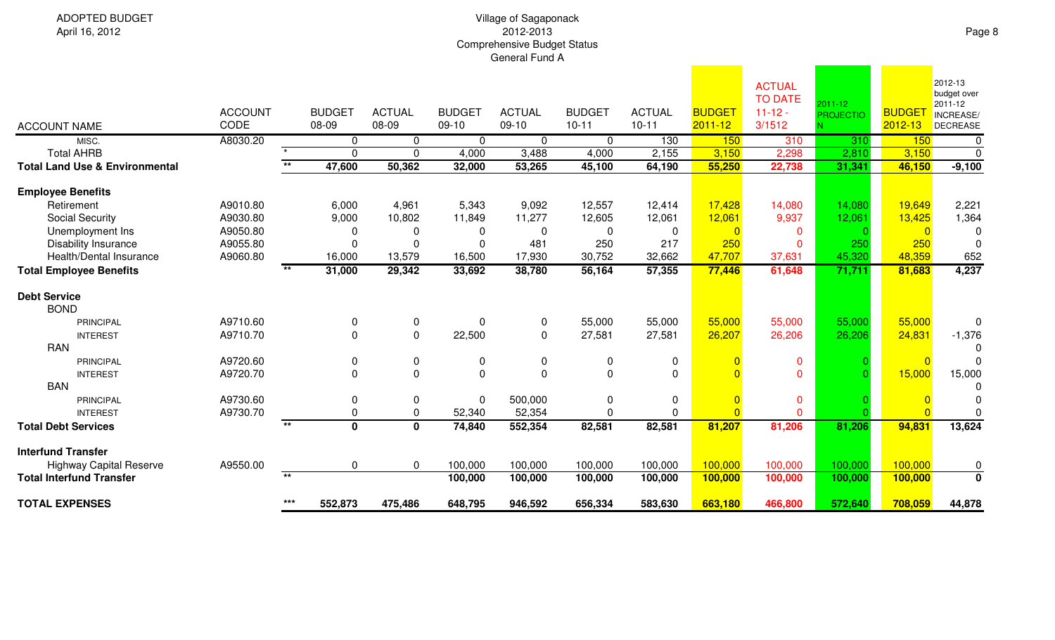ADOPTED BUDGET
April 16, 2012

Village of Sagaponack
2012-2013
Comprehensive Budget Status
General Fund A

| ACCOUNT NAME | ACCOUNT CODE | | BUDGET 08-09 | ACTUAL 08-09 | BUDGET 09-10 | ACTUAL 09-10 | BUDGET 10-11 | ACTUAL 10-11 | BUDGET 2011-12 | ACTUAL TO DATE 11-12 - 3/1512 | 2011-12 PROJECTION | BUDGET 2012-13 | 2012-13 budget over 2011-12 INCREASE/ DECREASE |
|---|---|---|---|---|---|---|---|---|---|---|---|---|---|
| MISC. | A8030.20 | | 0 | 0 | 0 | 0 | 0 | 130 | 150 | 310 | 310 | 150 | 0 |
| Total AHRB | | * | 0 | 0 | 4,000 | 3,488 | 4,000 | 2,155 | 3,150 | 2,298 | 2,810 | 3,150 | 0 |
| **Total Land Use & Environmental** | | ** | **47,600** | **50,362** | **32,000** | **53,265** | **45,100** | **64,190** | **55,250** | **22,738** | **31,341** | **46,150** | **-9,100** |
| **Employee Benefits** | | | | | | | | | | | | | |
| Retirement | A9010.80 | | 6,000 | 4,961 | 5,343 | 9,092 | 12,557 | 12,414 | 17,428 | 14,080 | 14,080 | 19,649 | 2,221 |
| Social Security | A9030.80 | | 9,000 | 10,802 | 11,849 | 11,277 | 12,605 | 12,061 | 12,061 | 9,937 | 12,061 | 13,425 | 1,364 |
| Unemployment Ins | A9050.80 | | 0 | 0 | 0 | 0 | 0 | 0 | 0 | 0 | 0 | 0 | 0 |
| Disability Insurance | A9055.80 | | 0 | 0 | 0 | 481 | 250 | 217 | 250 | 0 | 250 | 250 | 0 |
| Health/Dental Insurance | A9060.80 | | 16,000 | 13,579 | 16,500 | 17,930 | 30,752 | 32,662 | 47,707 | 37,631 | 45,320 | 48,359 | 652 |
| **Total Employee Benefits** | | ** | **31,000** | **29,342** | **33,692** | **38,780** | **56,164** | **57,355** | **77,446** | **61,648** | **71,711** | **81,683** | **4,237** |
| **Debt Service** | | | | | | | | | | | | | |
| BOND | | | | | | | | | | | | | |
| PRINCIPAL | A9710.60 | | 0 | 0 | 0 | 0 | 55,000 | 55,000 | 55,000 | 55,000 | 55,000 | 55,000 | 0 |
| INTEREST | A9710.70 | | 0 | 0 | 22,500 | 0 | 27,581 | 27,581 | 26,207 | 26,206 | 26,206 | 24,831 | -1,376 |
| RAN | | | | | | | | | | | | | 0 |
| PRINCIPAL | A9720.60 | | 0 | 0 | 0 | 0 | 0 | 0 | 0 | 0 | 0 | 0 | 0 |
| INTEREST | A9720.70 | | 0 | 0 | 0 | 0 | 0 | 0 | 0 | 0 | 0 | 15,000 | 15,000 |
| BAN | | | | | | | | | | | | | 0 |
| PRINCIPAL | A9730.60 | | 0 | 0 | 0 | 500,000 | 0 | 0 | 0 | 0 | 0 | 0 | 0 |
| INTEREST | A9730.70 | | 0 | 0 | 52,340 | 52,354 | 0 | 0 | 0 | 0 | 0 | 0 | 0 |
| **Total Debt Services** | | ** | **0** | **0** | **74,840** | **552,354** | **82,581** | **82,581** | **81,207** | **81,206** | **81,206** | **94,831** | **13,624** |
| **Interfund Transfer** | | | | | | | | | | | | | |
| Highway Capital Reserve | A9550.00 | | 0 | 0 | 100,000 | 100,000 | 100,000 | 100,000 | 100,000 | 100,000 | 100,000 | 100,000 | 0 |
| **Total Interfund Transfer** | | ** | | | **100,000** | **100,000** | **100,000** | **100,000** | **100,000** | **100,000** | **100,000** | **100,000** | **0** |
| **TOTAL EXPENSES** | | *** | **552,873** | **475,486** | **648,795** | **946,592** | **656,334** | **583,630** | **663,180** | **466,800** | **572,640** | **708,059** | **44,878** |